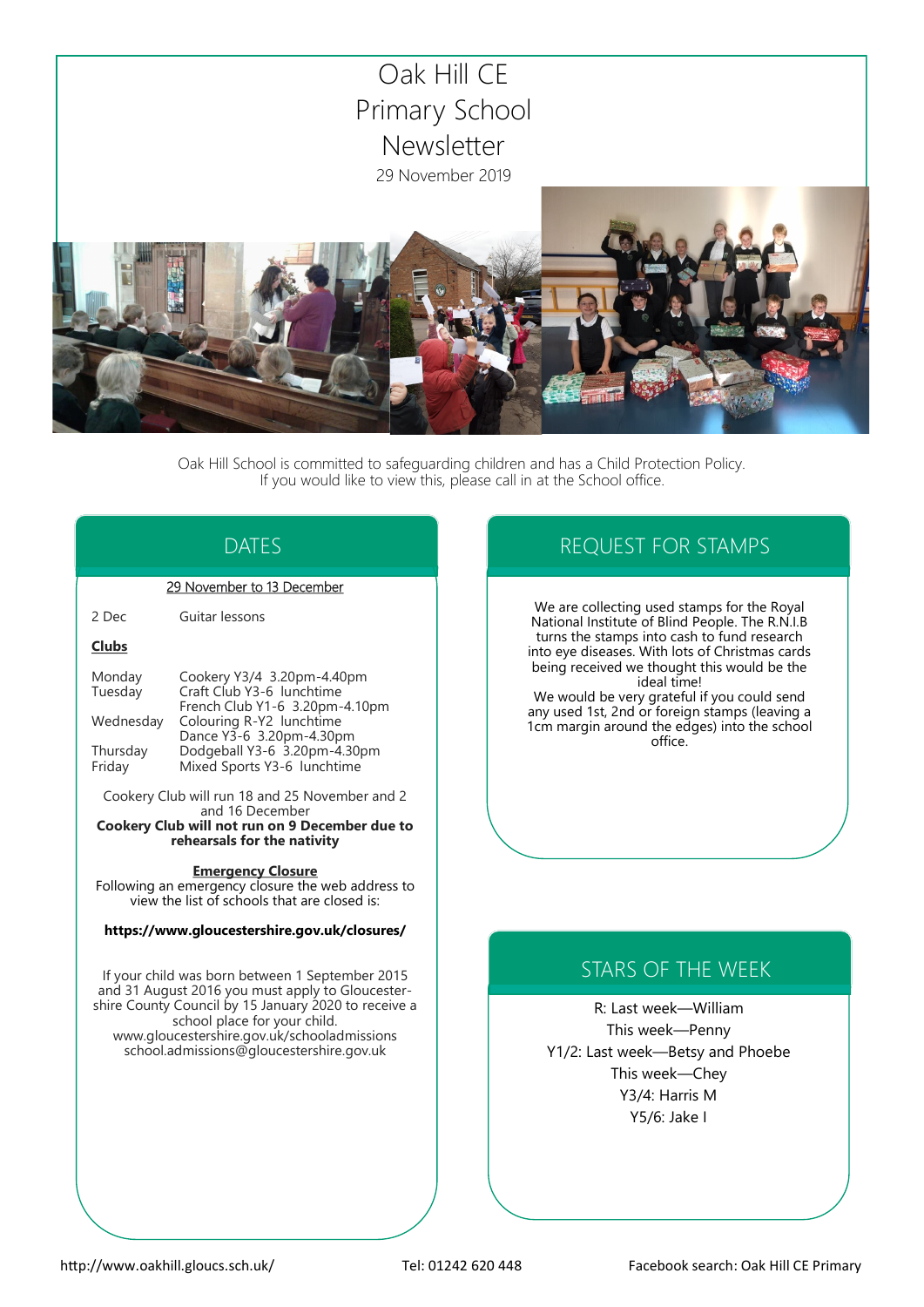# Oak Hill CE Primary School Newsletter

29 November 2019

Oak Hill School is committed to safeguarding children and has a Child Protection Policy. If you would like to view this, please call in at the School office.

## DATES

<u>29 November to 13 December</u>

| | |
|---|---|
| 2 Dec | Guitar lessons |

**Clubs**

| | |
|---|---|
| Monday | Cookery Y3/4 3.20pm-4.40pm |
| Tuesday | Craft Club Y3-6 lunchtime |
| | French Club Y1-6 3.20pm-4.10pm |
| Wednesday | Colouring R-Y2 lunchtime |
| | Dance Y3-6 3.20pm-4.30pm |
| Thursday | Dodgeball Y3-6 3.20pm-4.30pm |
| Friday | Mixed Sports Y3-6 lunchtime |

Cookery Club will run 18 and 25 November and 2 and 16 December

**Cookery Club will not run on 9 December due to rehearsals for the nativity**

**Emergency Closure**

Following an emergency closure the web address to view the list of schools that are closed is:

**https://www.gloucestershire.gov.uk/closures/**

If your child was born between 1 September 2015 and 31 August 2016 you must apply to Gloucestershire County Council by 15 January 2020 to receive a school place for your child.
www.gloucestershire.gov.uk/schooladmissions
school.admissions@gloucestershire.gov.uk

## REQUEST FOR STAMPS

We are collecting used stamps for the Royal National Institute of Blind People. The R.N.I.B turns the stamps into cash to fund research into eye diseases. With lots of Christmas cards being received we thought this would be the ideal time!

We would be very grateful if you could send any used 1st, 2nd or foreign stamps (leaving a 1cm margin around the edges) into the school office.

## STARS OF THE WEEK

R: Last week—William
This week—Penny
Y1/2: Last week—Betsy and Phoebe
This week—Chey
Y3/4: Harris M
Y5/6: Jake I

http://www.oakhill.gloucs.sch.uk/ Tel: 01242 620 448 Facebook search: Oak Hill CE Primary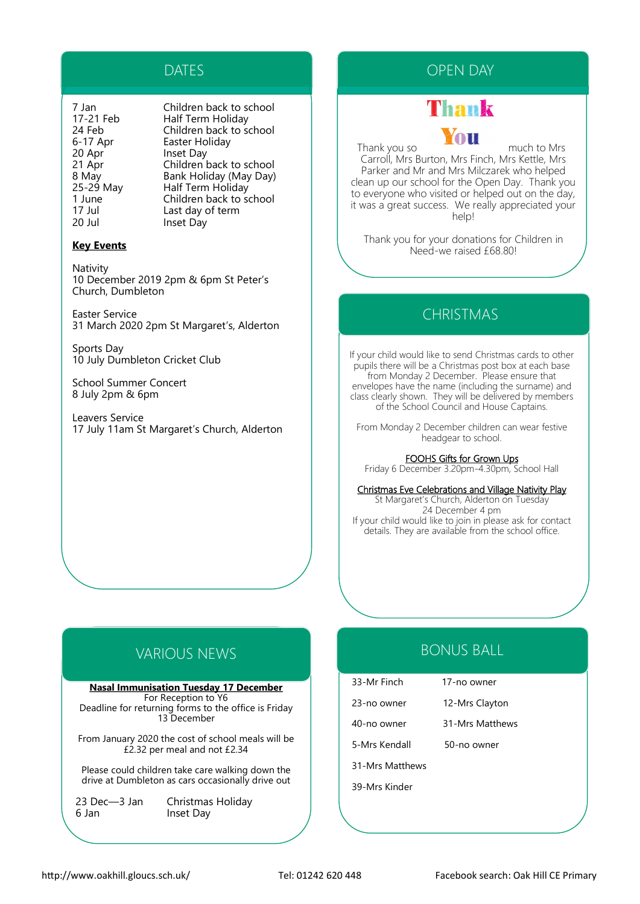## DATES

| | |
|---|---|
| 7 Jan | Children back to school |
| 17-21 Feb | Half Term Holiday |
| 24 Feb | Children back to school |
| 6-17 Apr | Easter Holiday |
| 20 Apr | Inset Day |
| 21 Apr | Children back to school |
| 8 May | Bank Holiday (May Day) |
| 25-29 May | Half Term Holiday |
| 1 June | Children back to school |
| 17 Jul | Last day of term |
| 20 Jul | Inset Day |

**Key Events**

Nativity
10 December 2019 2pm & 6pm St Peter's Church, Dumbleton

Easter Service
31 March 2020 2pm St Margaret's, Alderton

Sports Day
10 July Dumbleton Cricket Club

School Summer Concert
8 July 2pm & 6pm

Leavers Service
17 July 11am St Margaret's Church, Alderton

## OPEN DAY

Thank you so much to Mrs Carroll, Mrs Burton, Mrs Finch, Mrs Kettle, Mrs Parker and Mr and Mrs Milczarek who helped clean up our school for the Open Day. Thank you to everyone who visited or helped out on the day, it was a great success. We really appreciated your help!

Thank you for your donations for Children in Need-we raised £68.80!

## CHRISTMAS

If your child would like to send Christmas cards to other pupils there will be a Christmas post box at each base from Monday 2 December. Please ensure that envelopes have the name (including the surname) and class clearly shown. They will be delivered by members of the School Council and House Captains.

From Monday 2 December children can wear festive headgear to school.

FOOHS Gifts for Grown Ups
Friday 6 December 3.20pm-4.30pm, School Hall

Christmas Eve Celebrations and Village Nativity Play
St Margaret's Church, Alderton on Tuesday 24 December 4 pm
If your child would like to join in please ask for contact details. They are available from the school office.

## VARIOUS NEWS

**Nasal Immunisation Tuesday 17 December**
For Reception to Y6
Deadline for returning forms to the office is Friday 13 December

From January 2020 the cost of school meals will be £2.32 per meal and not £2.34

Please could children take care walking down the drive at Dumbleton as cars occasionally drive out

| | |
|---|---|
| 23 Dec—3 Jan | Christmas Holiday |
| 6 Jan | Inset Day |

## BONUS BALL

| | |
|---|---|
| 33-Mr Finch | 17-no owner |
| 23-no owner | 12-Mrs Clayton |
| 40-no owner | 31-Mrs Matthews |
| 5-Mrs Kendall | 50-no owner |
| 31-Mrs Matthews | |
| 39-Mrs Kinder | |

http://www.oakhill.gloucs.sch.uk/ Tel: 01242 620 448 Facebook search: Oak Hill CE Primary